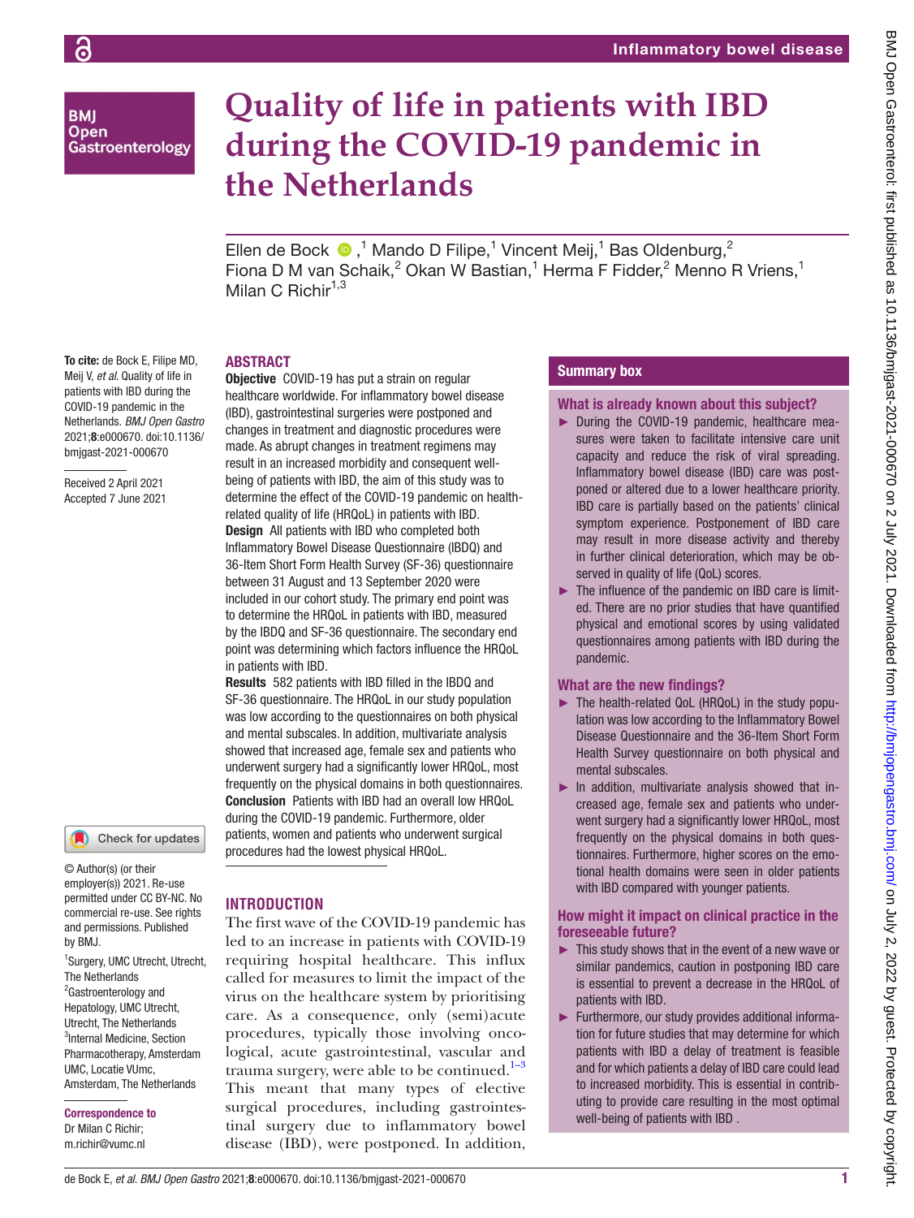# Quality of life in patients with IBD during the COVID-19 pandemic in the Netherlands

Ellen de Bock,[1] Mando D Filipe,[1] Vincent Meij,[1] Bas Oldenburg,[2] Fiona D M van Schaik,[2] Okan W Bastian,[1] Herma F Fidder,[2] Menno R Vriens,[1] Milan C Richir[1,3]

**To cite:** de Bock E, Filipe MD, Meij V, *et al*. Quality of life in patients with IBD during the COVID-19 pandemic in the Netherlands. *BMJ Open Gastro* 2021;**8**:e000670. doi:10.1136/bmjgast-2021-000670

Received 2 April 2021
Accepted 7 June 2021

© Author(s) (or their employer(s)) 2021. Re-use permitted under CC BY-NC. No commercial re-use. See rights and permissions. Published by BMJ.

[1]Surgery, UMC Utrecht, Utrecht, The Netherlands
[2]Gastroenterology and Hepatology, UMC Utrecht, Utrecht, The Netherlands
[3]Internal Medicine, Section Pharmacotherapy, Amsterdam UMC, Locatie VUmc, Amsterdam, The Netherlands

**Correspondence to**
Dr Milan C Richir;
m.richir@vumc.nl

## ABSTRACT

**Objective** COVID-19 has put a strain on regular healthcare worldwide. For inflammatory bowel disease (IBD), gastrointestinal surgeries were postponed and changes in treatment and diagnostic procedures were made. As abrupt changes in treatment regimens may result in an increased morbidity and consequent well-being of patients with IBD, the aim of this study was to determine the effect of the COVID-19 pandemic on health-related quality of life (HRQoL) in patients with IBD.

**Design** All patients with IBD who completed both Inflammatory Bowel Disease Questionnaire (IBDQ) and 36-Item Short Form Health Survey (SF-36) questionnaire between 31 August and 13 September 2020 were included in our cohort study. The primary end point was to determine the HRQoL in patients with IBD, measured by the IBDQ and SF-36 questionnaire. The secondary end point was determining which factors influence the HRQoL in patients with IBD.

**Results** 582 patients with IBD filled in the IBDQ and SF-36 questionnaire. The HRQoL in our study population was low according to the questionnaires on both physical and mental subscales. In addition, multivariate analysis showed that increased age, female sex and patients who underwent surgery had a significantly lower HRQoL, most frequently on the physical domains in both questionnaires.

**Conclusion** Patients with IBD had an overall low HRQoL during the COVID-19 pandemic. Furthermore, older patients, women and patients who underwent surgical procedures had the lowest physical HRQoL.

## Summary box

### What is already known about this subject?

- During the COVID-19 pandemic, healthcare measures were taken to facilitate intensive care unit capacity and reduce the risk of viral spreading. Inflammatory bowel disease (IBD) care was postponed or altered due to a lower healthcare priority. IBD care is partially based on the patients' clinical symptom experience. Postponement of IBD care may result in more disease activity and thereby in further clinical deterioration, which may be observed in quality of life (QoL) scores.
- The influence of the pandemic on IBD care is limited. There are no prior studies that have quantified physical and emotional scores by using validated questionnaires among patients with IBD during the pandemic.

### What are the new findings?

- The health-related QoL (HRQoL) in the study population was low according to the Inflammatory Bowel Disease Questionnaire and the 36-Item Short Form Health Survey questionnaire on both physical and mental subscales.
- In addition, multivariate analysis showed that increased age, female sex and patients who underwent surgery had a significantly lower HRQoL, most frequently on the physical domains in both questionnaires. Furthermore, higher scores on the emotional health domains were seen in older patients with IBD compared with younger patients.

### How might it impact on clinical practice in the foreseeable future?

- This study shows that in the event of a new wave or similar pandemics, caution in postponing IBD care is essential to prevent a decrease in the HRQoL of patients with IBD.
- Furthermore, our study provides additional information for future studies that may determine for which patients with IBD a delay of treatment is feasible and for which patients a delay of IBD care could lead to increased morbidity. This is essential in contributing to provide care resulting in the most optimal well-being of patients with IBD .

## INTRODUCTION

The first wave of the COVID-19 pandemic has led to an increase in patients with COVID-19 requiring hospital healthcare. This influx called for measures to limit the impact of the virus on the healthcare system by prioritising care. As a consequence, only (semi)acute procedures, typically those involving oncological, acute gastrointestinal, vascular and trauma surgery, were able to be continued.[1–3] This meant that many types of elective surgical procedures, including gastrointestinal surgery due to inflammatory bowel disease (IBD), were postponed. In addition,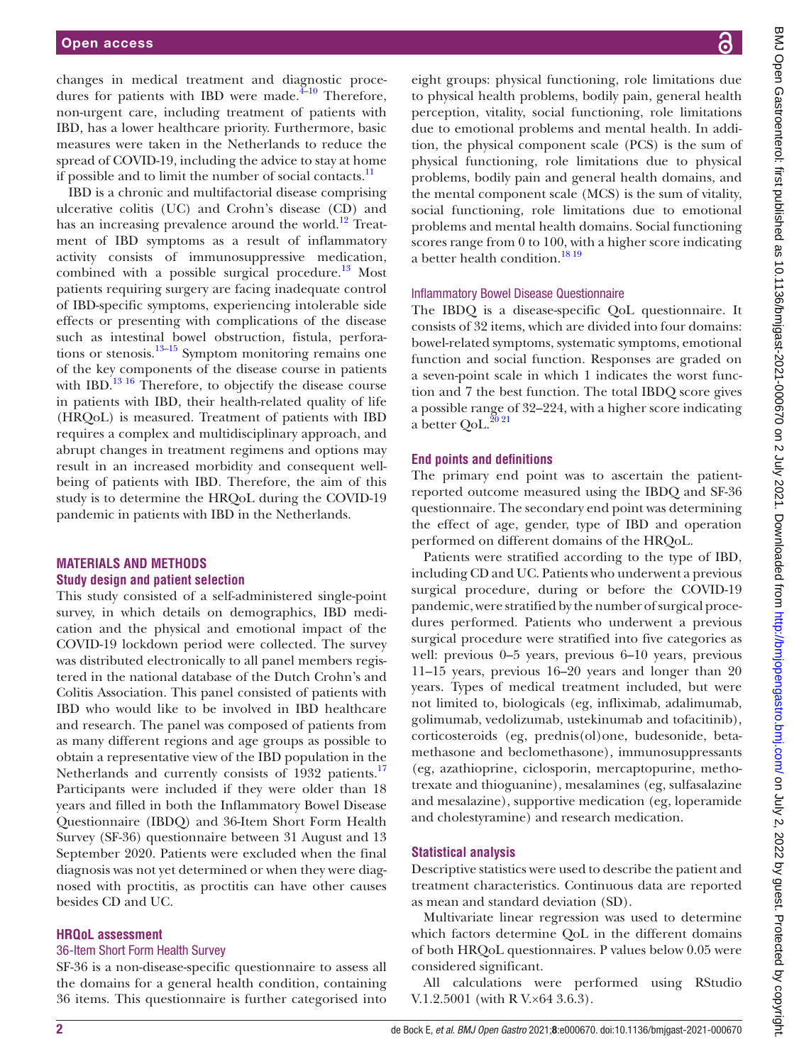changes in medical treatment and diagnostic procedures for patients with IBD were made.[4–10] Therefore, non-urgent care, including treatment of patients with IBD, has a lower healthcare priority. Furthermore, basic measures were taken in the Netherlands to reduce the spread of COVID-19, including the advice to stay at home if possible and to limit the number of social contacts.[11]

IBD is a chronic and multifactorial disease comprising ulcerative colitis (UC) and Crohn's disease (CD) and has an increasing prevalence around the world.[12] Treatment of IBD symptoms as a result of inflammatory activity consists of immunosuppressive medication, combined with a possible surgical procedure.[13] Most patients requiring surgery are facing inadequate control of IBD-specific symptoms, experiencing intolerable side effects or presenting with complications of the disease such as intestinal bowel obstruction, fistula, perforations or stenosis.[13–15] Symptom monitoring remains one of the key components of the disease course in patients with IBD.[13,16] Therefore, to objectify the disease course in patients with IBD, their health-related quality of life (HRQoL) is measured. Treatment of patients with IBD requires a complex and multidisciplinary approach, and abrupt changes in treatment regimens and options may result in an increased morbidity and consequent well-being of patients with IBD. Therefore, the aim of this study is to determine the HRQoL during the COVID-19 pandemic in patients with IBD in the Netherlands.

## MATERIALS AND METHODS

### Study design and patient selection

This study consisted of a self-administered single-point survey, in which details on demographics, IBD medication and the physical and emotional impact of the COVID-19 lockdown period were collected. The survey was distributed electronically to all panel members registered in the national database of the Dutch Crohn's and Colitis Association. This panel consisted of patients with IBD who would like to be involved in IBD healthcare and research. The panel was composed of patients from as many different regions and age groups as possible to obtain a representative view of the IBD population in the Netherlands and currently consists of 1932 patients.[17] Participants were included if they were older than 18 years and filled in both the Inflammatory Bowel Disease Questionnaire (IBDQ) and 36-Item Short Form Health Survey (SF-36) questionnaire between 31 August and 13 September 2020. Patients were excluded when the final diagnosis was not yet determined or when they were diagnosed with proctitis, as proctitis can have other causes besides CD and UC.

### HRQoL assessment

#### 36-Item Short Form Health Survey

SF-36 is a non-disease-specific questionnaire to assess all the domains for a general health condition, containing 36 items. This questionnaire is further categorised into eight groups: physical functioning, role limitations due to physical health problems, bodily pain, general health perception, vitality, social functioning, role limitations due to emotional problems and mental health. In addition, the physical component scale (PCS) is the sum of physical functioning, role limitations due to physical problems, bodily pain and general health domains, and the mental component scale (MCS) is the sum of vitality, social functioning, role limitations due to emotional problems and mental health domains. Social functioning scores range from 0 to 100, with a higher score indicating a better health condition.[18,19]

#### Inflammatory Bowel Disease Questionnaire

The IBDQ is a disease-specific QoL questionnaire. It consists of 32 items, which are divided into four domains: bowel-related symptoms, systematic symptoms, emotional function and social function. Responses are graded on a seven-point scale in which 1 indicates the worst function and 7 the best function. The total IBDQ score gives a possible range of 32–224, with a higher score indicating a better QoL.[20,21]

### End points and definitions

The primary end point was to ascertain the patient-reported outcome measured using the IBDQ and SF-36 questionnaire. The secondary end point was determining the effect of age, gender, type of IBD and operation performed on different domains of the HRQoL.

Patients were stratified according to the type of IBD, including CD and UC. Patients who underwent a previous surgical procedure, during or before the COVID-19 pandemic, were stratified by the number of surgical procedures performed. Patients who underwent a previous surgical procedure were stratified into five categories as well: previous 0–5 years, previous 6–10 years, previous 11–15 years, previous 16–20 years and longer than 20 years. Types of medical treatment included, but were not limited to, biologicals (eg, infliximab, adalimumab, golimumab, vedolizumab, ustekinumab and tofacitinib), corticosteroids (eg, prednis(ol)one, budesonide, betamethasone and beclomethasone), immunosuppressants (eg, azathioprine, ciclosporin, mercaptopurine, methotrexate and thioguanine), mesalamines (eg, sulfasalazine and mesalazine), supportive medication (eg, loperamide and cholestyramine) and research medication.

### Statistical analysis

Descriptive statistics were used to describe the patient and treatment characteristics. Continuous data are reported as mean and standard deviation (SD).

Multivariate linear regression was used to determine which factors determine QoL in the different domains of both HRQoL questionnaires. P values below 0.05 were considered significant.

All calculations were performed using RStudio V.1.2.5001 (with R V.×64 3.6.3).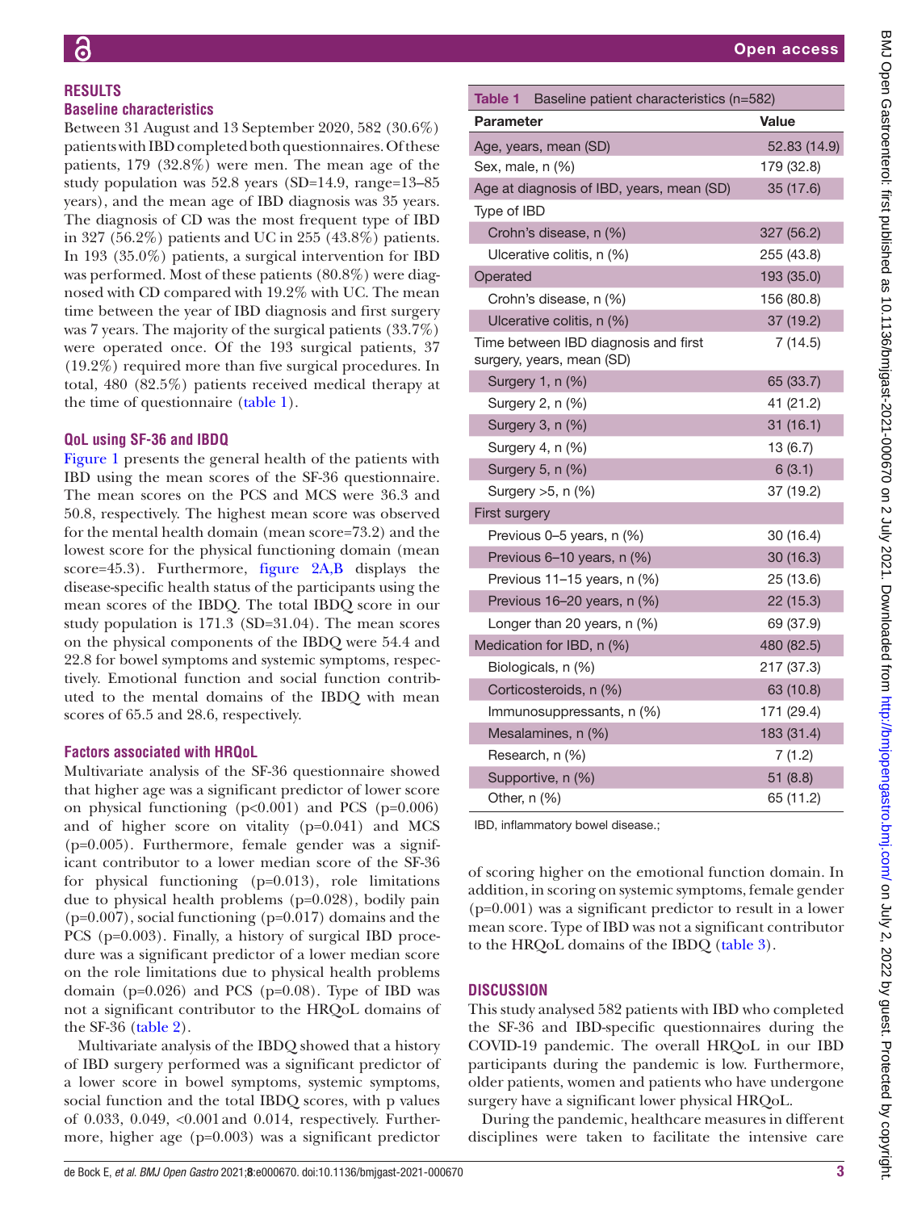## RESULTS

### Baseline characteristics

Between 31 August and 13 September 2020, 582 (30.6%) patients with IBD completed both questionnaires. Of these patients, 179 (32.8%) were men. The mean age of the study population was 52.8 years (SD=14.9, range=13–85 years), and the mean age of IBD diagnosis was 35 years. The diagnosis of CD was the most frequent type of IBD in 327 (56.2%) patients and UC in 255 (43.8%) patients. In 193 (35.0%) patients, a surgical intervention for IBD was performed. Most of these patients (80.8%) were diagnosed with CD compared with 19.2% with UC. The mean time between the year of IBD diagnosis and first surgery was 7 years. The majority of the surgical patients (33.7%) were operated once. Of the 193 surgical patients, 37 (19.2%) required more than five surgical procedures. In total, 480 (82.5%) patients received medical therapy at the time of questionnaire (table 1).

### QoL using SF-36 and IBDQ

Figure 1 presents the general health of the patients with IBD using the mean scores of the SF-36 questionnaire. The mean scores on the PCS and MCS were 36.3 and 50.8, respectively. The highest mean score was observed for the mental health domain (mean score=73.2) and the lowest score for the physical functioning domain (mean score=45.3). Furthermore, figure 2A,B displays the disease-specific health status of the participants using the mean scores of the IBDQ. The total IBDQ score in our study population is 171.3 (SD=31.04). The mean scores on the physical components of the IBDQ were 54.4 and 22.8 for bowel symptoms and systemic symptoms, respectively. Emotional function and social function contributed to the mental domains of the IBDQ with mean scores of 65.5 and 28.6, respectively.

### Factors associated with HRQoL

Multivariate analysis of the SF-36 questionnaire showed that higher age was a significant predictor of lower score on physical functioning ($p<0.001$) and PCS ($p=0.006$) and of higher score on vitality ($p=0.041$) and MCS ($p=0.005$). Furthermore, female gender was a significant contributor to a lower median score of the SF-36 for physical functioning ($p=0.013$), role limitations due to physical health problems ($p=0.028$), bodily pain ($p=0.007$), social functioning ($p=0.017$) domains and the PCS ($p=0.003$). Finally, a history of surgical IBD procedure was a significant predictor of a lower median score on the role limitations due to physical health problems domain ($p=0.026$) and PCS ($p=0.08$). Type of IBD was not a significant contributor to the HRQoL domains of the SF-36 (table 2).

Multivariate analysis of the IBDQ showed that a history of IBD surgery performed was a significant predictor of a lower score in bowel symptoms, systemic symptoms, social function and the total IBDQ scores, with p values of 0.033, 0.049, <0.001 and 0.014, respectively. Furthermore, higher age ($p=0.003$) was a significant predictor of scoring higher on the emotional function domain. In addition, in scoring on systemic symptoms, female gender ($p=0.001$) was a significant predictor to result in a lower mean score. Type of IBD was not a significant contributor to the HRQoL domains of the IBDQ (table 3).

**Table 1** Baseline patient characteristics (n=582)

| Parameter | Value |
|---|---|
| Age, years, mean (SD) | 52.83 (14.9) |
| Sex, male, n (%) | 179 (32.8) |
| Age at diagnosis of IBD, years, mean (SD) | 35 (17.6) |
| Type of IBD | |
| Crohn's disease, n (%) | 327 (56.2) |
| Ulcerative colitis, n (%) | 255 (43.8) |
| Operated | 193 (35.0) |
| Crohn's disease, n (%) | 156 (80.8) |
| Ulcerative colitis, n (%) | 37 (19.2) |
| Time between IBD diagnosis and first surgery, years, mean (SD) | 7 (14.5) |
| Surgery 1, n (%) | 65 (33.7) |
| Surgery 2, n (%) | 41 (21.2) |
| Surgery 3, n (%) | 31 (16.1) |
| Surgery 4, n (%) | 13 (6.7) |
| Surgery 5, n (%) | 6 (3.1) |
| Surgery >5, n (%) | 37 (19.2) |
| First surgery | |
| Previous 0–5 years, n (%) | 30 (16.4) |
| Previous 6–10 years, n (%) | 30 (16.3) |
| Previous 11–15 years, n (%) | 25 (13.6) |
| Previous 16–20 years, n (%) | 22 (15.3) |
| Longer than 20 years, n (%) | 69 (37.9) |
| Medication for IBD, n (%) | 480 (82.5) |
| Biologicals, n (%) | 217 (37.3) |
| Corticosteroids, n (%) | 63 (10.8) |
| Immunosuppressants, n (%) | 171 (29.4) |
| Mesalamines, n (%) | 183 (31.4) |
| Research, n (%) | 7 (1.2) |
| Supportive, n (%) | 51 (8.8) |
| Other, n (%) | 65 (11.2) |

IBD, inflammatory bowel disease.;

## DISCUSSION

This study analysed 582 patients with IBD who completed the SF-36 and IBD-specific questionnaires during the COVID-19 pandemic. The overall HRQoL in our IBD participants during the pandemic is low. Furthermore, older patients, women and patients who have undergone surgery have a significant lower physical HRQoL.

During the pandemic, healthcare measures in different disciplines were taken to facilitate the intensive care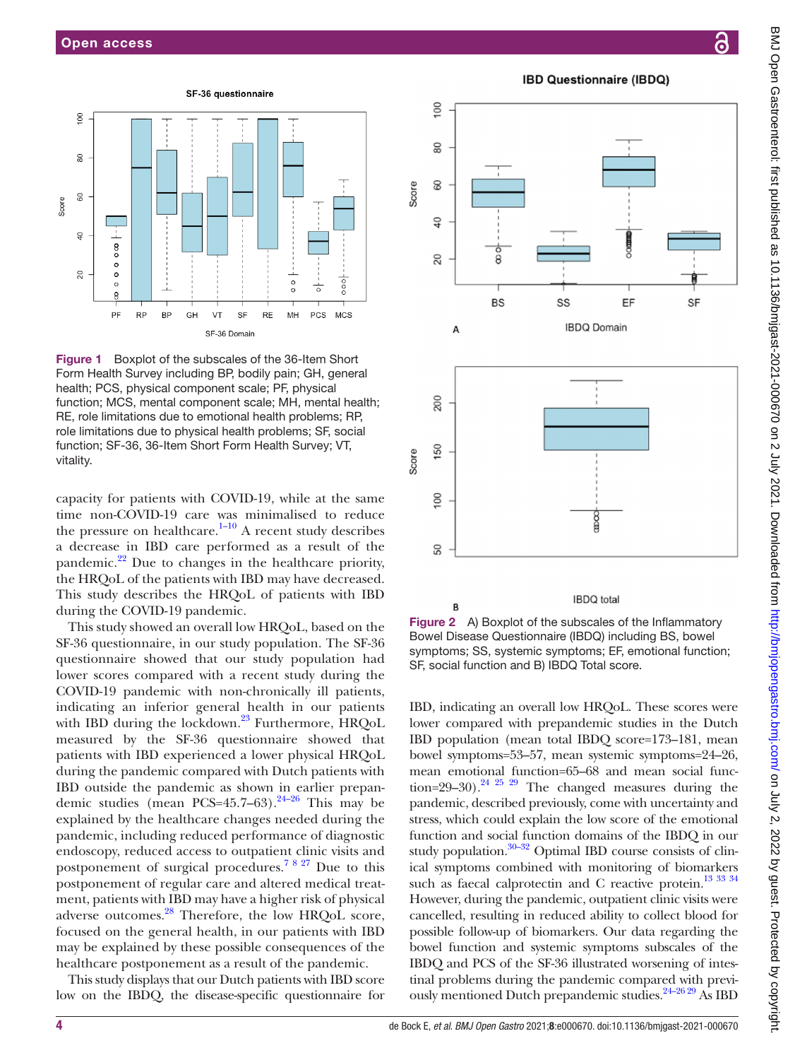Figure 1 Boxplot of the subscales of the 36-Item Short Form Health Survey including BP, bodily pain; GH, general health; PCS, physical component scale; PF, physical function; MCS, mental component scale; MH, mental health; RE, role limitations due to emotional health problems; RP, role limitations due to physical health problems; SF, social function; SF-36, 36-Item Short Form Health Survey; VT, vitality.

capacity for patients with COVID-19, while at the same time non-COVID-19 care was minimalised to reduce the pressure on healthcare.[1–10] A recent study describes a decrease in IBD care performed as a result of the pandemic.[22] Due to changes in the healthcare priority, the HRQoL of the patients with IBD may have decreased. This study describes the HRQoL of patients with IBD during the COVID-19 pandemic.

This study showed an overall low HRQoL, based on the SF-36 questionnaire, in our study population. The SF-36 questionnaire showed that our study population had lower scores compared with a recent study during the COVID-19 pandemic with non-chronically ill patients, indicating an inferior general health in our patients with IBD during the lockdown.[23] Furthermore, HRQoL measured by the SF-36 questionnaire showed that patients with IBD experienced a lower physical HRQoL during the pandemic compared with Dutch patients with IBD outside the pandemic as shown in earlier prepandemic studies (mean PCS=45.7–63).[24–26] This may be explained by the healthcare changes needed during the pandemic, including reduced performance of diagnostic endoscopy, reduced access to outpatient clinic visits and postponement of surgical procedures.[7 8 27] Due to this postponement of regular care and altered medical treatment, patients with IBD may have a higher risk of physical adverse outcomes.[28] Therefore, the low HRQoL score, focused on the general health, in our patients with IBD may be explained by these possible consequences of the healthcare postponement as a result of the pandemic.

This study displays that our Dutch patients with IBD score low on the IBDQ, the disease-specific questionnaire for IBD, indicating an overall low HRQoL. These scores were lower compared with prepandemic studies in the Dutch IBD population (mean total IBDQ score=173–181, mean bowel symptoms=53–57, mean systemic symptoms=24–26, mean emotional function=65–68 and mean social function=29–30).[24 25 29] The changed measures during the pandemic, described previously, come with uncertainty and stress, which could explain the low score of the emotional function and social function domains of the IBDQ in our study population.[30–32] Optimal IBD course consists of clinical symptoms combined with monitoring of biomarkers such as faecal calprotectin and C reactive protein.[13 33 34] However, during the pandemic, outpatient clinic visits were cancelled, resulting in reduced ability to collect blood for possible follow-up of biomarkers. Our data regarding the bowel function and systemic symptoms subscales of the IBDQ and PCS of the SF-36 illustrated worsening of intestinal problems during the pandemic compared with previously mentioned Dutch prepandemic studies.[24–26 29] As IBD

Figure 2 A) Boxplot of the subscales of the Inflammatory Bowel Disease Questionnaire (IBDQ) including BS, bowel symptoms; SS, systemic symptoms; EF, emotional function; SF, social function and B) IBDQ Total score.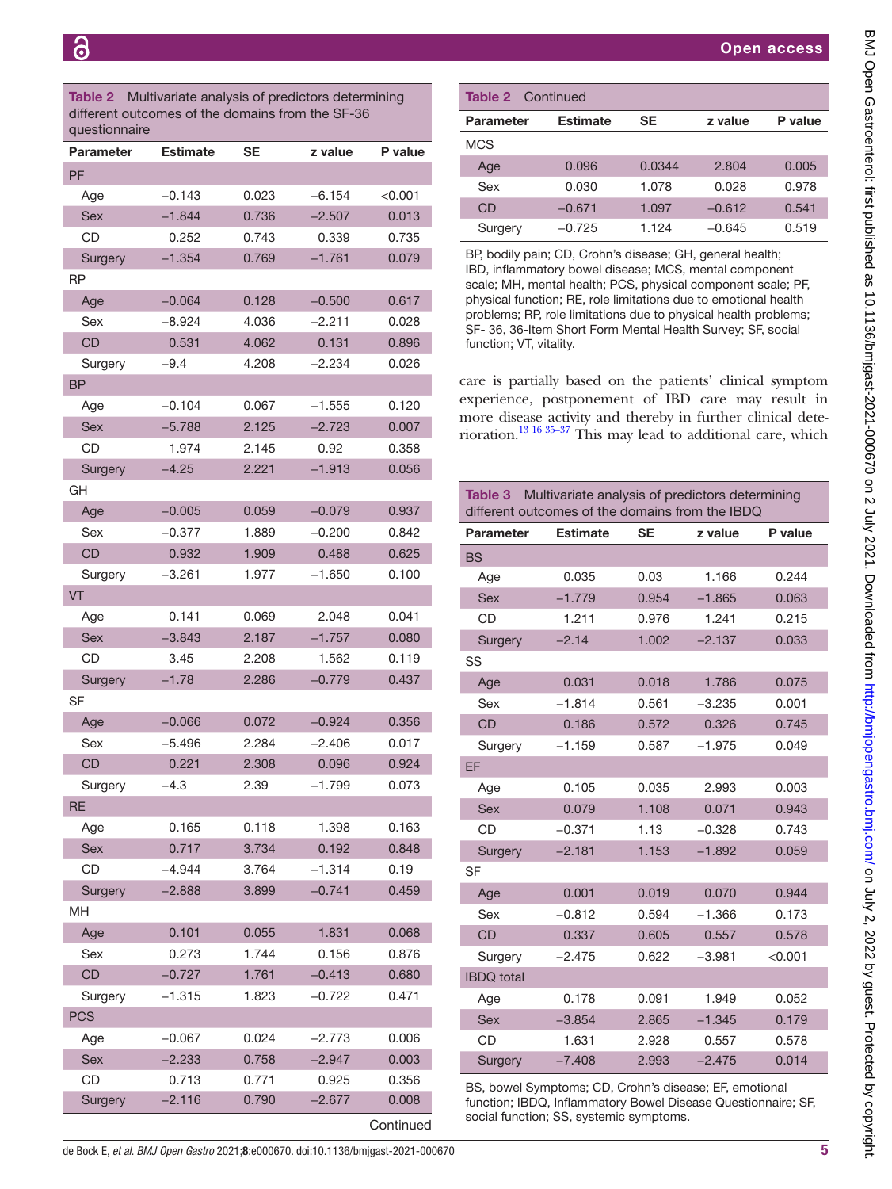**Table 2** Multivariate analysis of predictors determining different outcomes of the domains from the SF-36 questionnaire

| Parameter | Estimate | SE | z value | P value |
|---|---|---|---|---|
| PF | | | | |
| Age | −0.143 | 0.023 | −6.154 | <0.001 |
| Sex | −1.844 | 0.736 | −2.507 | 0.013 |
| CD | 0.252 | 0.743 | 0.339 | 0.735 |
| Surgery | −1.354 | 0.769 | −1.761 | 0.079 |
| RP | | | | |
| Age | −0.064 | 0.128 | −0.500 | 0.617 |
| Sex | −8.924 | 4.036 | −2.211 | 0.028 |
| CD | 0.531 | 4.062 | 0.131 | 0.896 |
| Surgery | −9.4 | 4.208 | −2.234 | 0.026 |
| BP | | | | |
| Age | −0.104 | 0.067 | −1.555 | 0.120 |
| Sex | −5.788 | 2.125 | −2.723 | 0.007 |
| CD | 1.974 | 2.145 | 0.92 | 0.358 |
| Surgery | −4.25 | 2.221 | −1.913 | 0.056 |
| GH | | | | |
| Age | −0.005 | 0.059 | −0.079 | 0.937 |
| Sex | −0.377 | 1.889 | −0.200 | 0.842 |
| CD | 0.932 | 1.909 | 0.488 | 0.625 |
| Surgery | −3.261 | 1.977 | −1.650 | 0.100 |
| VT | | | | |
| Age | 0.141 | 0.069 | 2.048 | 0.041 |
| Sex | −3.843 | 2.187 | −1.757 | 0.080 |
| CD | 3.45 | 2.208 | 1.562 | 0.119 |
| Surgery | −1.78 | 2.286 | −0.779 | 0.437 |
| SF | | | | |
| Age | −0.066 | 0.072 | −0.924 | 0.356 |
| Sex | −5.496 | 2.284 | −2.406 | 0.017 |
| CD | 0.221 | 2.308 | 0.096 | 0.924 |
| Surgery | −4.3 | 2.39 | −1.799 | 0.073 |
| RE | | | | |
| Age | 0.165 | 0.118 | 1.398 | 0.163 |
| Sex | 0.717 | 3.734 | 0.192 | 0.848 |
| CD | −4.944 | 3.764 | −1.314 | 0.19 |
| Surgery | −2.888 | 3.899 | −0.741 | 0.459 |
| MH | | | | |
| Age | 0.101 | 0.055 | 1.831 | 0.068 |
| Sex | 0.273 | 1.744 | 0.156 | 0.876 |
| CD | −0.727 | 1.761 | −0.413 | 0.680 |
| Surgery | −1.315 | 1.823 | −0.722 | 0.471 |
| PCS | | | | |
| Age | −0.067 | 0.024 | −2.773 | 0.006 |
| Sex | −2.233 | 0.758 | −2.947 | 0.003 |
| CD | 0.713 | 0.771 | 0.925 | 0.356 |
| Surgery | −2.116 | 0.790 | −2.677 | 0.008 |
| MCS | | | | |
| Age | 0.096 | 0.0344 | 2.804 | 0.005 |
| Sex | 0.030 | 1.078 | 0.028 | 0.978 |
| CD | −0.671 | 1.097 | −0.612 | 0.541 |
| Surgery | −0.725 | 1.124 | −0.645 | 0.519 |

BP, bodily pain; CD, Crohn's disease; GH, general health; IBD, inflammatory bowel disease; MCS, mental component scale; MH, mental health; PCS, physical component scale; PF, physical function; RE, role limitations due to emotional health problems; RP, role limitations due to physical health problems; SF- 36, 36-Item Short Form Mental Health Survey; SF, social function; VT, vitality.

care is partially based on the patients' clinical symptom experience, postponement of IBD care may result in more disease activity and thereby in further clinical deterioration.[13 16 35–37] This may lead to additional care, which

**Table 3** Multivariate analysis of predictors determining different outcomes of the domains from the IBDQ

| Parameter | Estimate | SE | z value | P value |
|---|---|---|---|---|
| BS | | | | |
| Age | 0.035 | 0.03 | 1.166 | 0.244 |
| Sex | −1.779 | 0.954 | −1.865 | 0.063 |
| CD | 1.211 | 0.976 | 1.241 | 0.215 |
| Surgery | −2.14 | 1.002 | −2.137 | 0.033 |
| SS | | | | |
| Age | 0.031 | 0.018 | 1.786 | 0.075 |
| Sex | −1.814 | 0.561 | −3.235 | 0.001 |
| CD | 0.186 | 0.572 | 0.326 | 0.745 |
| Surgery | −1.159 | 0.587 | −1.975 | 0.049 |
| EF | | | | |
| Age | 0.105 | 0.035 | 2.993 | 0.003 |
| Sex | 0.079 | 1.108 | 0.071 | 0.943 |
| CD | −0.371 | 1.13 | −0.328 | 0.743 |
| Surgery | −2.181 | 1.153 | −1.892 | 0.059 |
| SF | | | | |
| Age | 0.001 | 0.019 | 0.070 | 0.944 |
| Sex | −0.812 | 0.594 | −1.366 | 0.173 |
| CD | 0.337 | 0.605 | 0.557 | 0.578 |
| Surgery | −2.475 | 0.622 | −3.981 | <0.001 |
| IBDQ total | | | | |
| Age | 0.178 | 0.091 | 1.949 | 0.052 |
| Sex | −3.854 | 2.865 | −1.345 | 0.179 |
| CD | 1.631 | 2.928 | 0.557 | 0.578 |
| Surgery | −7.408 | 2.993 | −2.475 | 0.014 |

BS, bowel Symptoms; CD, Crohn's disease; EF, emotional function; IBDQ, Inflammatory Bowel Disease Questionnaire; SF, social function; SS, systemic symptoms.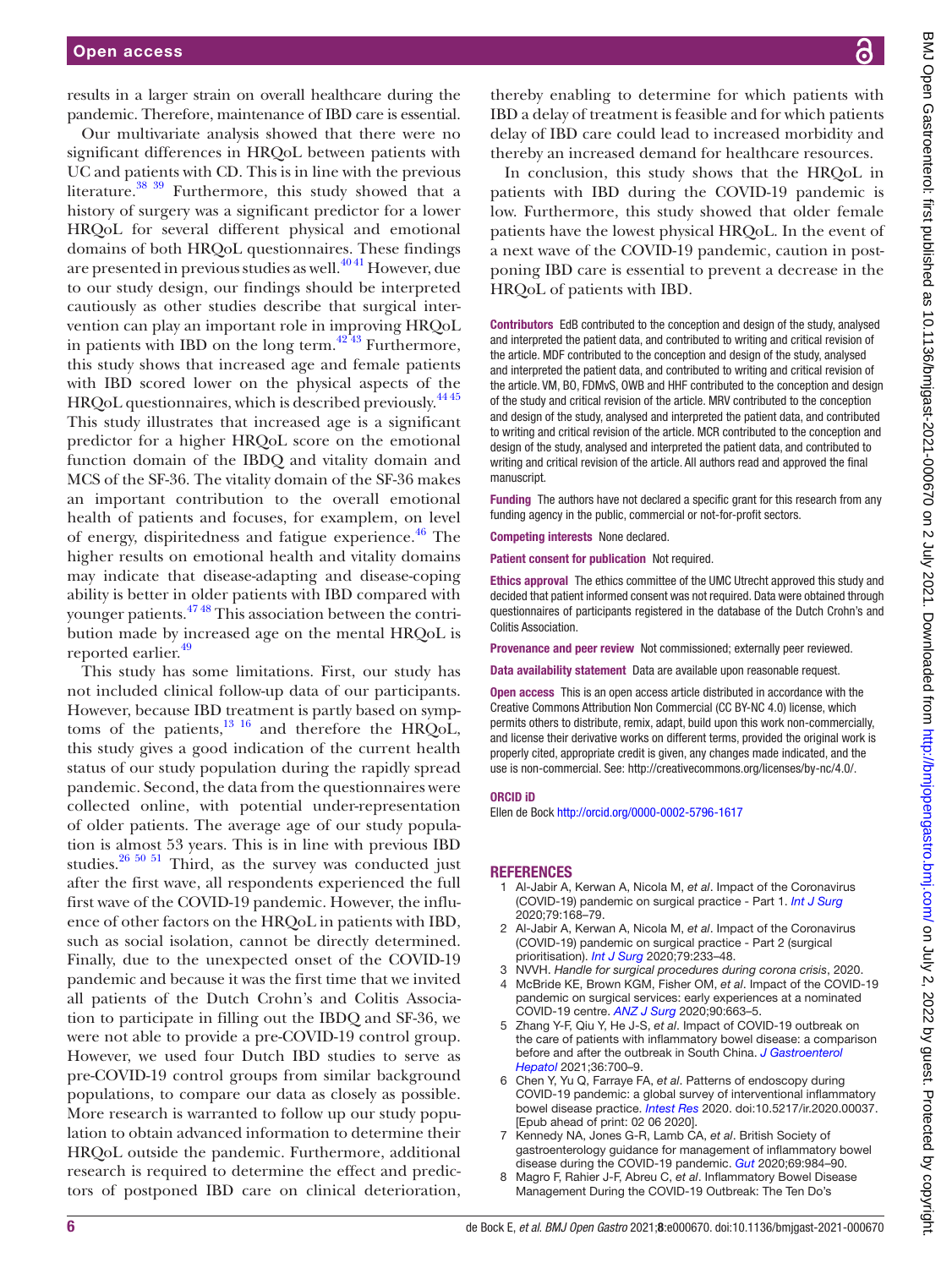results in a larger strain on overall healthcare during the pandemic. Therefore, maintenance of IBD care is essential.

Our multivariate analysis showed that there were no significant differences in HRQoL between patients with UC and patients with CD. This is in line with the previous literature.[38 39] Furthermore, this study showed that a history of surgery was a significant predictor for a lower HRQoL for several different physical and emotional domains of both HRQoL questionnaires. These findings are presented in previous studies as well.[40 41] However, due to our study design, our findings should be interpreted cautiously as other studies describe that surgical intervention can play an important role in improving HRQoL in patients with IBD on the long term.[42 43] Furthermore, this study shows that increased age and female patients with IBD scored lower on the physical aspects of the HRQoL questionnaires, which is described previously.[44 45] This study illustrates that increased age is a significant predictor for a higher HRQoL score on the emotional function domain of the IBDQ and vitality domain and MCS of the SF-36. The vitality domain of the SF-36 makes an important contribution to the overall emotional health of patients and focuses, for examplem, on level of energy, dispiritedness and fatigue experience.[46] The higher results on emotional health and vitality domains may indicate that disease-adapting and disease-coping ability is better in older patients with IBD compared with younger patients.[47 48] This association between the contribution made by increased age on the mental HRQoL is reported earlier.[49]

This study has some limitations. First, our study has not included clinical follow-up data of our participants. However, because IBD treatment is partly based on symptoms of the patients,[13 16] and therefore the HRQoL, this study gives a good indication of the current health status of our study population during the rapidly spread pandemic. Second, the data from the questionnaires were collected online, with potential under-representation of older patients. The average age of our study population is almost 53 years. This is in line with previous IBD studies.[26 50 51] Third, as the survey was conducted just after the first wave, all respondents experienced the full first wave of the COVID-19 pandemic. However, the influence of other factors on the HRQoL in patients with IBD, such as social isolation, cannot be directly determined. Finally, due to the unexpected onset of the COVID-19 pandemic and because it was the first time that we invited all patients of the Dutch Crohn's and Colitis Association to participate in filling out the IBDQ and SF-36, we were not able to provide a pre-COVID-19 control group. However, we used four Dutch IBD studies to serve as pre-COVID-19 control groups from similar background populations, to compare our data as closely as possible. More research is warranted to follow up our study population to obtain advanced information to determine their HRQoL outside the pandemic. Furthermore, additional research is required to determine the effect and predictors of postponed IBD care on clinical deterioration, thereby enabling to determine for which patients with IBD a delay of treatment is feasible and for which patients delay of IBD care could lead to increased morbidity and thereby an increased demand for healthcare resources.

In conclusion, this study shows that the HRQoL in patients with IBD during the COVID-19 pandemic is low. Furthermore, this study showed that older female patients have the lowest physical HRQoL. In the event of a next wave of the COVID-19 pandemic, caution in postponing IBD care is essential to prevent a decrease in the HRQoL of patients with IBD.

**Contributors** EdB contributed to the conception and design of the study, analysed and interpreted the patient data, and contributed to writing and critical revision of the article. MDF contributed to the conception and design of the study, analysed and interpreted the patient data, and contributed to writing and critical revision of the article. VM, BO, FDMvS, OWB and HHF contributed to the conception and design of the study and critical revision of the article. MRV contributed to the conception and design of the study, analysed and interpreted the patient data, and contributed to writing and critical revision of the article. MCR contributed to the conception and design of the study, analysed and interpreted the patient data, and contributed to writing and critical revision of the article. All authors read and approved the final manuscript.

**Funding** The authors have not declared a specific grant for this research from any funding agency in the public, commercial or not-for-profit sectors.

**Competing interests** None declared.

**Patient consent for publication** Not required.

**Ethics approval** The ethics committee of the UMC Utrecht approved this study and decided that patient informed consent was not required. Data were obtained through questionnaires of participants registered in the database of the Dutch Crohn's and Colitis Association.

**Provenance and peer review** Not commissioned; externally peer reviewed.

**Data availability statement** Data are available upon reasonable request.

**Open access** This is an open access article distributed in accordance with the Creative Commons Attribution Non Commercial (CC BY-NC 4.0) license, which permits others to distribute, remix, adapt, build upon this work non-commercially, and license their derivative works on different terms, provided the original work is properly cited, appropriate credit is given, any changes made indicated, and the use is non-commercial. See: http://creativecommons.org/licenses/by-nc/4.0/.

**ORCID iD**

Ellen de Bock http://orcid.org/0000-0002-5796-1617

## REFERENCES

1. Al-Jabir A, Kerwan A, Nicola M, *et al*. Impact of the Coronavirus (COVID-19) pandemic on surgical practice - Part 1. *Int J Surg* 2020;79:168–79.
2. Al-Jabir A, Kerwan A, Nicola M, *et al*. Impact of the Coronavirus (COVID-19) pandemic on surgical practice - Part 2 (surgical prioritisation). *Int J Surg* 2020;79:233–48.
3. NVVH. *Handle for surgical procedures during corona crisis*, 2020.
4. McBride KE, Brown KGM, Fisher OM, *et al*. Impact of the COVID-19 pandemic on surgical services: early experiences at a nominated COVID-19 centre. *ANZ J Surg* 2020;90:663–5.
5. Zhang Y-F, Qiu Y, He J-S, *et al*. Impact of COVID-19 outbreak on the care of patients with inflammatory bowel disease: a comparison before and after the outbreak in South China. *J Gastroenterol Hepatol* 2021;36:700–9.
6. Chen Y, Yu Q, Farraye FA, *et al*. Patterns of endoscopy during COVID-19 pandemic: a global survey of interventional inflammatory bowel disease practice. *Intest Res* 2020. doi:10.5217/ir.2020.00037. [Epub ahead of print: 02 06 2020].
7. Kennedy NA, Jones G-R, Lamb CA, *et al*. British Society of gastroenterology guidance for management of inflammatory bowel disease during the COVID-19 pandemic. *Gut* 2020;69:984–90.
8. Magro F, Rahier J-F, Abreu C, *et al*. Inflammatory Bowel Disease Management During the COVID-19 Outbreak: The Ten Do's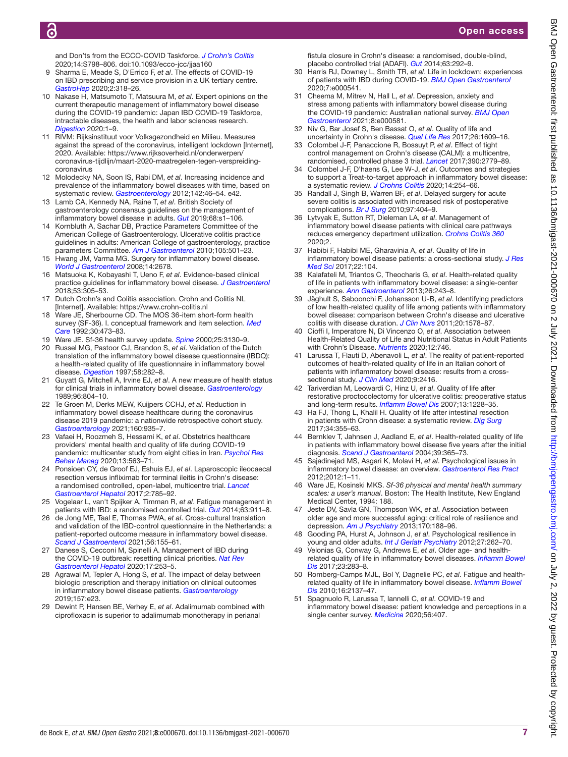and Don'ts from the ECCO-COVID Taskforce. *J Crohn's Colitis* 2020;14:S798–806. doi:10.1093/ecco-jcc/jjaa160

9. Sharma E, Meade S, D'Errico F, *et al*. The effects of COVID-19 on IBD prescribing and service provision in a UK tertiary centre. *GastroHep* 2020;2:318–26.
10. Nakase H, Matsumoto T, Matsuura M, *et al*. Expert opinions on the current therapeutic management of inflammatory bowel disease during the COVID-19 pandemic: Japan IBD COVID-19 Taskforce, intractable diseases, the health and labor sciences research. *Digestion* 2020:1–9.
11. RIVM: Rijksinstituut voor Volksgezondheid en Milieu. Measures against the spread of the coronavirus, intelligent lockdown [Internet], 2020. Available: https://www.rijksoverheid.nl/onderwerpen/coronavirus-tijdlijn/maart-2020-maatregelen-tegen-verspreiding-coronavirus
12. Molodecky NA, Soon IS, Rabi DM, *et al*. Increasing incidence and prevalence of the inflammatory bowel diseases with time, based on systematic review. *Gastroenterology* 2012;142:46–54. e42.
13. Lamb CA, Kennedy NA, Raine T, *et al*. British Society of gastroenterology consensus guidelines on the management of inflammatory bowel disease in adults. *Gut* 2019;68:s1–106.
14. Kornbluth A, Sachar DB, Practice Parameters Committee of the American College of Gastroenterology. Ulcerative colitis practice guidelines in adults: American College of gastroenterology, practice parameters Committee. *Am J Gastroenterol* 2010;105:501–23.
15. Hwang JM, Varma MG. Surgery for inflammatory bowel disease. *World J Gastroenterol* 2008;14:2678.
16. Matsuoka K, Kobayashi T, Ueno F, *et al*. Evidence-based clinical practice guidelines for inflammatory bowel disease. *J Gastroenterol* 2018;53:305–53.
17. Dutch Crohn's and Colitis association. Crohn and Colitis NL [Internet]. Available: https://www.crohn-colitis.nl
18. Ware JE, Sherbourne CD. The MOS 36-item short-form health survey (SF-36). I. conceptual framework and item selection. *Med Care* 1992;30:473–83.
19. Ware JE. Sf-36 health survey update. *Spine* 2000;25:3130–9.
20. Russel MG, Pastoor CJ, Brandon S, *et al*. Validation of the Dutch translation of the inflammatory bowel disease questionnaire (IBDQ): a health-related quality of life questionnaire in inflammatory bowel disease. *Digestion* 1997;58:282–8.
21. Guyatt G, Mitchell A, Irvine EJ, *et al*. A new measure of health status for clinical trials in inflammatory bowel disease. *Gastroenterology* 1989;96:804–10.
22. Te Groen M, Derks MEW, Kuijpers CCHJ, *et al*. Reduction in inflammatory bowel disease healthcare during the coronavirus disease 2019 pandemic: a nationwide retrospective cohort study. *Gastroenterology* 2021;160:935–7.
23. Vafaei H, Roozmeh S, Hessami K, *et al*. Obstetrics healthcare providers' mental health and quality of life during COVID-19 pandemic: multicenter study from eight cities in Iran. *Psychol Res Behav Manag* 2020;13:563–71.
24. Ponsioen CY, de Groof EJ, Eshuis EJ, *et al*. Laparoscopic ileocaecal resection versus infliximab for terminal ileitis in Crohn's disease: a randomised controlled, open-label, multicentre trial. *Lancet Gastroenterol Hepatol* 2017;2:785–92.
25. Vogelaar L, van't Spijker A, Timman R, *et al*. Fatigue management in patients with IBD: a randomised controlled trial. *Gut* 2014;63:911–8.
26. de Jong ME, Taal E, Thomas PWA, *et al*. Cross-cultural translation and validation of the IBD-control questionnaire in the Netherlands: a patient-reported outcome measure in inflammatory bowel disease. *Scand J Gastroenterol* 2021;56:155–61.
27. Danese S, Cecconi M, Spinelli A. Management of IBD during the COVID-19 outbreak: resetting clinical priorities. *Nat Rev Gastroenterol Hepatol* 2020;17:253–5.
28. Agrawal M, Tepler A, Hong S, *et al*. The impact of delay between biologic prescription and therapy initiation on clinical outcomes in inflammatory bowel disease patients. *Gastroenterology* 2019;157:e23.
29. Dewint P, Hansen BE, Verhey E, *et al*. Adalimumab combined with ciprofloxacin is superior to adalimumab monotherapy in perianal fistula closure in Crohn's disease: a randomised, double-blind, placebo controlled trial (ADAFI). *Gut* 2014;63:292–9.
30. Harris RJ, Downey L, Smith TR, *et al*. Life in lockdown: experiences of patients with IBD during COVID-19. *BMJ Open Gastroenterol* 2020;7:e000541.
31. Cheema M, Mitrev N, Hall L, *et al*. Depression, anxiety and stress among patients with inflammatory bowel disease during the COVID-19 pandemic: Australian national survey. *BMJ Open Gastroenterol* 2021;8:e000581.
32. Niv G, Bar Josef S, Ben Bassat O, *et al*. Quality of life and uncertainty in Crohn's disease. *Qual Life Res* 2017;26:1609–16.
33. Colombel J-F, Panaccione R, Bossuyt P, *et al*. Effect of tight control management on Crohn's disease (CALM): a multicentre, randomised, controlled phase 3 trial. *Lancet* 2017;390:2779–89.
34. Colombel J-F, D'haens G, Lee W-J, *et al*. Outcomes and strategies to support a Treat-to-target approach in inflammatory bowel disease: a systematic review. *J Crohns Colitis* 2020;14:254–66.
35. Randall J, Singh B, Warren BF, *et al*. Delayed surgery for acute severe colitis is associated with increased risk of postoperative complications. *Br J Surg* 2010;97:404–9.
36. Lytvyak E, Sutton RT, Dieleman LA, *et al*. Management of inflammatory bowel disease patients with clinical care pathways reduces emergency department utilization. *Crohns Colitis 360* 2020;2.
37. Habibi F, Habibi ME, Gharavinia A, *et al*. Quality of life in inflammatory bowel disease patients: a cross-sectional study. *J Res Med Sci* 2017;22:104.
38. Kalafateli M, Triantos C, Theocharis G, *et al*. Health-related quality of life in patients with inflammatory bowel disease: a single-center experience. *Ann Gastroenterol* 2013;26:243–8.
39. Jäghult S, Saboonchi F, Johansson U-B, *et al*. Identifying predictors of low health-related quality of life among patients with inflammatory bowel disease: comparison between Crohn's disease and ulcerative colitis with disease duration. *J Clin Nurs* 2011;20:1578–87.
40. Cioffi I, Imperatore N, Di Vincenzo O, *et al*. Association between Health-Related Quality of Life and Nutritional Status in Adult Patients with Crohn's Disease. *Nutrients* 2020;12:746.
41. Larussa T, Flauti D, Abenavoli L, *et al*. The reality of patient-reported outcomes of health-related quality of life in an Italian cohort of patients with inflammatory bowel disease: results from a cross-sectional study. *J Clin Med* 2020;9:2416.
42. Tariverdian M, Leowardi C, Hinz U, *et al*. Quality of life after restorative proctocolectomy for ulcerative colitis: preoperative status and long-term results. *Inflamm Bowel Dis* 2007;13:1228–35.
43. Ha FJ, Thong L, Khalil H. Quality of life after intestinal resection in patients with Crohn disease: a systematic review. *Dig Surg* 2017;34:355–63.
44. Bernklev T, Jahnsen J, Aadland E, *et al*. Health-related quality of life in patients with inflammatory bowel disease five years after the initial diagnosis. *Scand J Gastroenterol* 2004;39:365–73.
45. Sajadinejad MS, Asgari K, Molavi H, *et al*. Psychological issues in inflammatory bowel disease: an overview. *Gastroenterol Res Pract* 2012;2012:1–11.
46. Ware JE, Kosinski MKS. *Sf-36 physical and mental health summary scales: a user's manual*. Boston: The Health Institute, New England Medical Center, 1994: 188.
47. Jeste DV, Savla GN, Thompson WK, *et al*. Association between older age and more successful aging: critical role of resilience and depression. *Am J Psychiatry* 2013;170:188–96.
48. Gooding PA, Hurst A, Johnson J, *et al*. Psychological resilience in young and older adults. *Int J Geriatr Psychiatry* 2012;27:262–70.
49. Velonias G, Conway G, Andrews E, *et al*. Older age- and health-related quality of life in inflammatory bowel diseases. *Inflamm Bowel Dis* 2017;23:283–8.
50. Romberg-Camps MJL, Bol Y, Dagnelie PC, *et al*. Fatigue and health-related quality of life in inflammatory bowel disease. *Inflamm Bowel Dis* 2010;16:2137–47.
51. Spagnuolo R, Larussa T, Iannelli C, *et al*. COVID-19 and inflammatory bowel disease: patient knowledge and perceptions in a single center survey. *Medicina* 2020;56:407.